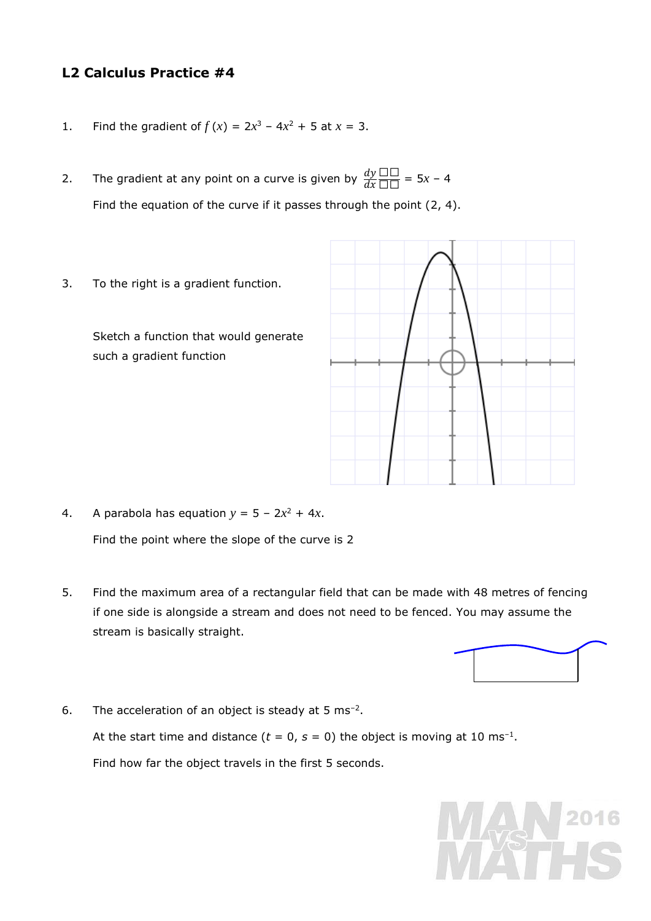## L2 Calculus Practice #4

1. Find the gradient of $f(x) = 2x^3 - 4x^2 + 5$ at $x = 3$.

2. The gradient at any point on a curve is given by $\frac{dy}{dx} = 5x - 4$

   Find the equation of the curve if it passes through the point (2, 4).

3. To the right is a gradient function.

   Sketch a function that would generate such a gradient function

4. A parabola has equation $y = 5 - 2x^2 + 4x$.

   Find the point where the slope of the curve is 2

5. Find the maximum area of a rectangular field that can be made with 48 metres of fencing if one side is alongside a stream and does not need to be fenced. You may assume the stream is basically straight.

6. The acceleration of an object is steady at 5 ms$^{-2}$.

   At the start time and distance ($t = 0$, $s = 0$) the object is moving at 10 ms$^{-1}$.

   Find how far the object travels in the first 5 seconds.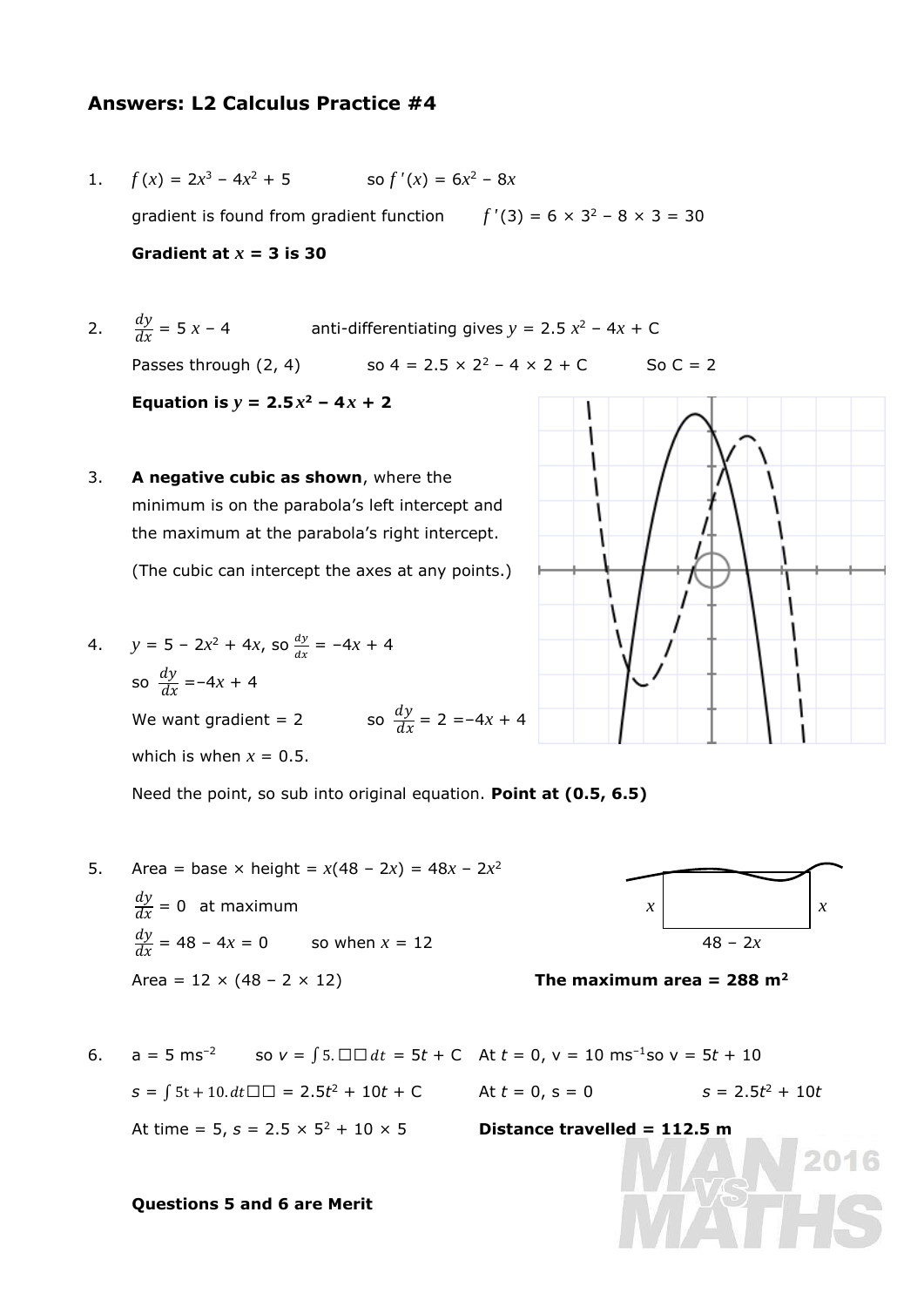## Answers: L2 Calculus Practice #4

1. $f(x) = 2x^3 - 4x^2 + 5$ so $f'(x) = 6x^2 - 8x$

   gradient is found from gradient function $f'(3) = 6 \times 3^2 - 8 \times 3 = 30$

   **Gradient at $x = 3$ is 30**

2. $\frac{dy}{dx} = 5x - 4$ anti-differentiating gives $y = 2.5x^2 - 4x + C$

   Passes through (2, 4) so $4 = 2.5 \times 2^2 - 4 \times 2 + C$ So $C = 2$

   **Equation is $y = 2.5x^2 - 4x + 2$**

3. **A negative cubic as shown**, where the minimum is on the parabola's left intercept and the maximum at the parabola's right intercept.

   (The cubic can intercept the axes at any points.)

4. $y = 5 - 2x^2 + 4x$, so $\frac{dy}{dx} = -4x + 4$

   so $\frac{dy}{dx} = -4x + 4$

   We want gradient = 2 so $\frac{dy}{dx} = 2 = -4x + 4$

   which is when $x = 0.5$.

   Need the point, so sub into original equation. **Point at (0.5, 6.5)**

5. Area = base × height = $x(48 - 2x) = 48x - 2x^2$

   $\frac{dy}{dx} = 0$ at maximum

   $\frac{dy}{dx} = 48 - 4x = 0$ so when $x = 12$

   $x$ $x$

   $48 - 2x$

   Area = $12 \times (48 - 2 \times 12)$ **The maximum area = 288 m²**

6. $a = 5 \text{ ms}^{-2}$ so $v = \int 5 \, dt = 5t + C$ At $t = 0$, $v = 10 \text{ ms}^{-1}$ so $v = 5t + 10$

   $s = \int 5t + 10 \, dt = 2.5t^2 + 10t + C$ At $t = 0$, $s = 0$ $s = 2.5t^2 + 10t$

   At time = 5, $s = 2.5 \times 5^2 + 10 \times 5$ **Distance travelled = 112.5 m**

**Questions 5 and 6 are Merit**

MAN vs MATHS 2016